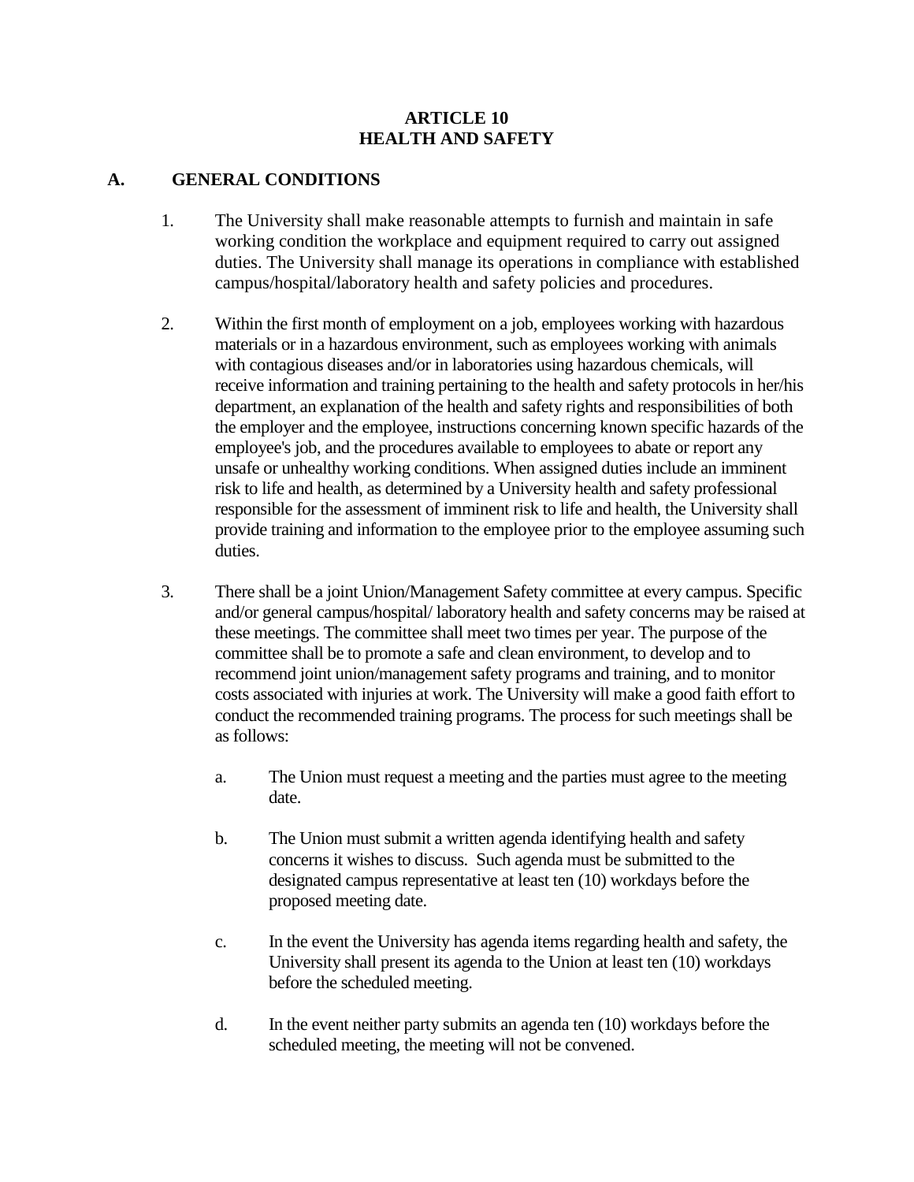# ARTICLE 10
# HEALTH AND SAFETY

## A. GENERAL CONDITIONS

1. The University shall make reasonable attempts to furnish and maintain in safe working condition the workplace and equipment required to carry out assigned duties. The University shall manage its operations in compliance with established campus/hospital/laboratory health and safety policies and procedures.

2. Within the first month of employment on a job, employees working with hazardous materials or in a hazardous environment, such as employees working with animals with contagious diseases and/or in laboratories using hazardous chemicals, will receive information and training pertaining to the health and safety protocols in her/his department, an explanation of the health and safety rights and responsibilities of both the employer and the employee, instructions concerning known specific hazards of the employee's job, and the procedures available to employees to abate or report any unsafe or unhealthy working conditions. When assigned duties include an imminent risk to life and health, as determined by a University health and safety professional responsible for the assessment of imminent risk to life and health, the University shall provide training and information to the employee prior to the employee assuming such duties.

3. There shall be a joint Union/Management Safety committee at every campus. Specific and/or general campus/hospital/ laboratory health and safety concerns may be raised at these meetings. The committee shall meet two times per year. The purpose of the committee shall be to promote a safe and clean environment, to develop and to recommend joint union/management safety programs and training, and to monitor costs associated with injuries at work. The University will make a good faith effort to conduct the recommended training programs. The process for such meetings shall be as follows:

   a. The Union must request a meeting and the parties must agree to the meeting date.

   b. The Union must submit a written agenda identifying health and safety concerns it wishes to discuss. Such agenda must be submitted to the designated campus representative at least ten (10) workdays before the proposed meeting date.

   c. In the event the University has agenda items regarding health and safety, the University shall present its agenda to the Union at least ten (10) workdays before the scheduled meeting.

   d. In the event neither party submits an agenda ten (10) workdays before the scheduled meeting, the meeting will not be convened.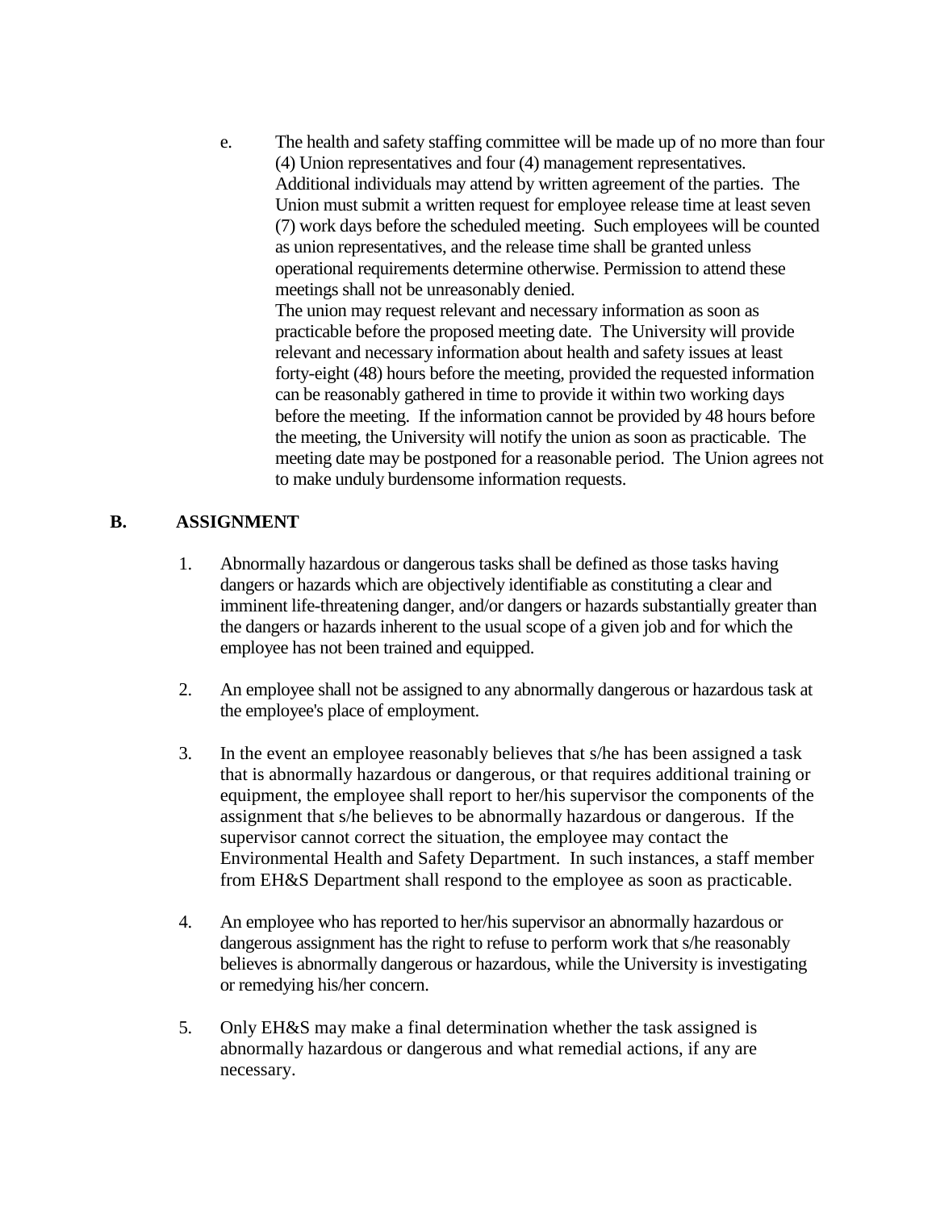e. The health and safety staffing committee will be made up of no more than four (4) Union representatives and four (4) management representatives. Additional individuals may attend by written agreement of the parties. The Union must submit a written request for employee release time at least seven (7) work days before the scheduled meeting. Such employees will be counted as union representatives, and the release time shall be granted unless operational requirements determine otherwise. Permission to attend these meetings shall not be unreasonably denied.

   The union may request relevant and necessary information as soon as practicable before the proposed meeting date. The University will provide relevant and necessary information about health and safety issues at least forty-eight (48) hours before the meeting, provided the requested information can be reasonably gathered in time to provide it within two working days before the meeting. If the information cannot be provided by 48 hours before the meeting, the University will notify the union as soon as practicable. The meeting date may be postponed for a reasonable period. The Union agrees not to make unduly burdensome information requests.

## B. ASSIGNMENT

1. Abnormally hazardous or dangerous tasks shall be defined as those tasks having dangers or hazards which are objectively identifiable as constituting a clear and imminent life-threatening danger, and/or dangers or hazards substantially greater than the dangers or hazards inherent to the usual scope of a given job and for which the employee has not been trained and equipped.

2. An employee shall not be assigned to any abnormally dangerous or hazardous task at the employee's place of employment.

3. In the event an employee reasonably believes that s/he has been assigned a task that is abnormally hazardous or dangerous, or that requires additional training or equipment, the employee shall report to her/his supervisor the components of the assignment that s/he believes to be abnormally hazardous or dangerous. If the supervisor cannot correct the situation, the employee may contact the Environmental Health and Safety Department. In such instances, a staff member from EH&S Department shall respond to the employee as soon as practicable.

4. An employee who has reported to her/his supervisor an abnormally hazardous or dangerous assignment has the right to refuse to perform work that s/he reasonably believes is abnormally dangerous or hazardous, while the University is investigating or remedying his/her concern.

5. Only EH&S may make a final determination whether the task assigned is abnormally hazardous or dangerous and what remedial actions, if any are necessary.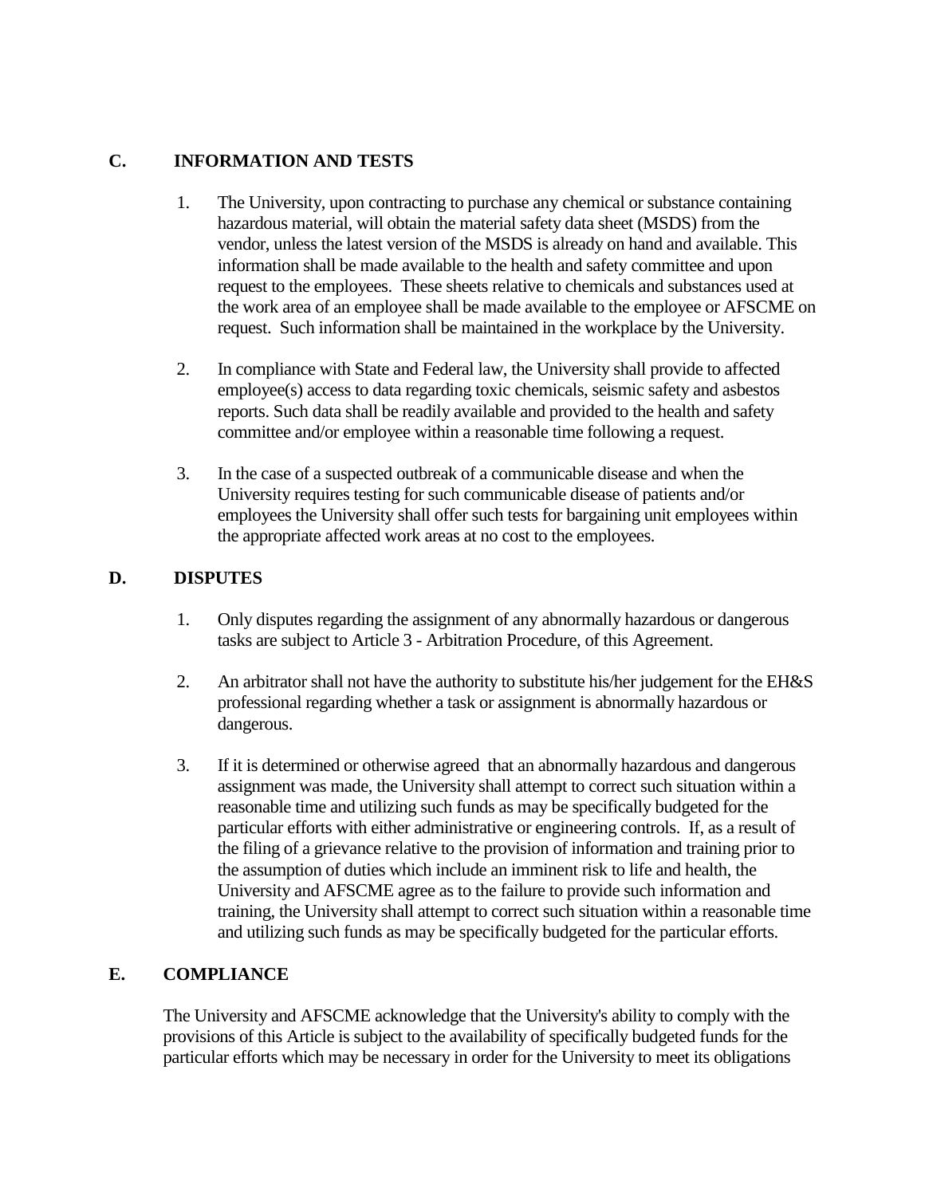## C. INFORMATION AND TESTS

1. The University, upon contracting to purchase any chemical or substance containing hazardous material, will obtain the material safety data sheet (MSDS) from the vendor, unless the latest version of the MSDS is already on hand and available. This information shall be made available to the health and safety committee and upon request to the employees. These sheets relative to chemicals and substances used at the work area of an employee shall be made available to the employee or AFSCME on request. Such information shall be maintained in the workplace by the University.

2. In compliance with State and Federal law, the University shall provide to affected employee(s) access to data regarding toxic chemicals, seismic safety and asbestos reports. Such data shall be readily available and provided to the health and safety committee and/or employee within a reasonable time following a request.

3. In the case of a suspected outbreak of a communicable disease and when the University requires testing for such communicable disease of patients and/or employees the University shall offer such tests for bargaining unit employees within the appropriate affected work areas at no cost to the employees.

## D. DISPUTES

1. Only disputes regarding the assignment of any abnormally hazardous or dangerous tasks are subject to Article 3 - Arbitration Procedure, of this Agreement.

2. An arbitrator shall not have the authority to substitute his/her judgement for the EH&S professional regarding whether a task or assignment is abnormally hazardous or dangerous.

3. If it is determined or otherwise agreed that an abnormally hazardous and dangerous assignment was made, the University shall attempt to correct such situation within a reasonable time and utilizing such funds as may be specifically budgeted for the particular efforts with either administrative or engineering controls. If, as a result of the filing of a grievance relative to the provision of information and training prior to the assumption of duties which include an imminent risk to life and health, the University and AFSCME agree as to the failure to provide such information and training, the University shall attempt to correct such situation within a reasonable time and utilizing such funds as may be specifically budgeted for the particular efforts.

## E. COMPLIANCE

The University and AFSCME acknowledge that the University's ability to comply with the provisions of this Article is subject to the availability of specifically budgeted funds for the particular efforts which may be necessary in order for the University to meet its obligations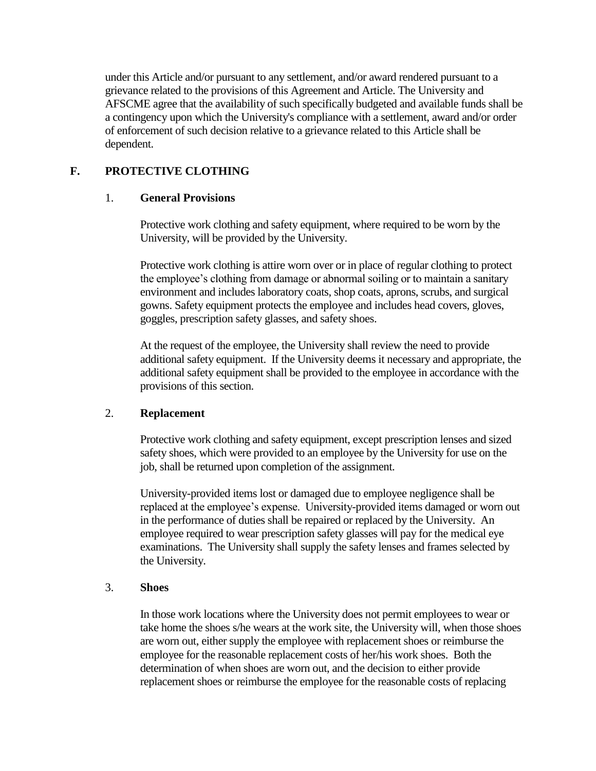under this Article and/or pursuant to any settlement, and/or award rendered pursuant to a grievance related to the provisions of this Agreement and Article. The University and AFSCME agree that the availability of such specifically budgeted and available funds shall be a contingency upon which the University's compliance with a settlement, award and/or order of enforcement of such decision relative to a grievance related to this Article shall be dependent.

## F. PROTECTIVE CLOTHING

### 1. General Provisions

Protective work clothing and safety equipment, where required to be worn by the University, will be provided by the University.

Protective work clothing is attire worn over or in place of regular clothing to protect the employee's clothing from damage or abnormal soiling or to maintain a sanitary environment and includes laboratory coats, shop coats, aprons, scrubs, and surgical gowns. Safety equipment protects the employee and includes head covers, gloves, goggles, prescription safety glasses, and safety shoes.

At the request of the employee, the University shall review the need to provide additional safety equipment. If the University deems it necessary and appropriate, the additional safety equipment shall be provided to the employee in accordance with the provisions of this section.

### 2. Replacement

Protective work clothing and safety equipment, except prescription lenses and sized safety shoes, which were provided to an employee by the University for use on the job, shall be returned upon completion of the assignment.

University-provided items lost or damaged due to employee negligence shall be replaced at the employee's expense. University-provided items damaged or worn out in the performance of duties shall be repaired or replaced by the University. An employee required to wear prescription safety glasses will pay for the medical eye examinations. The University shall supply the safety lenses and frames selected by the University.

### 3. Shoes

In those work locations where the University does not permit employees to wear or take home the shoes s/he wears at the work site, the University will, when those shoes are worn out, either supply the employee with replacement shoes or reimburse the employee for the reasonable replacement costs of her/his work shoes. Both the determination of when shoes are worn out, and the decision to either provide replacement shoes or reimburse the employee for the reasonable costs of replacing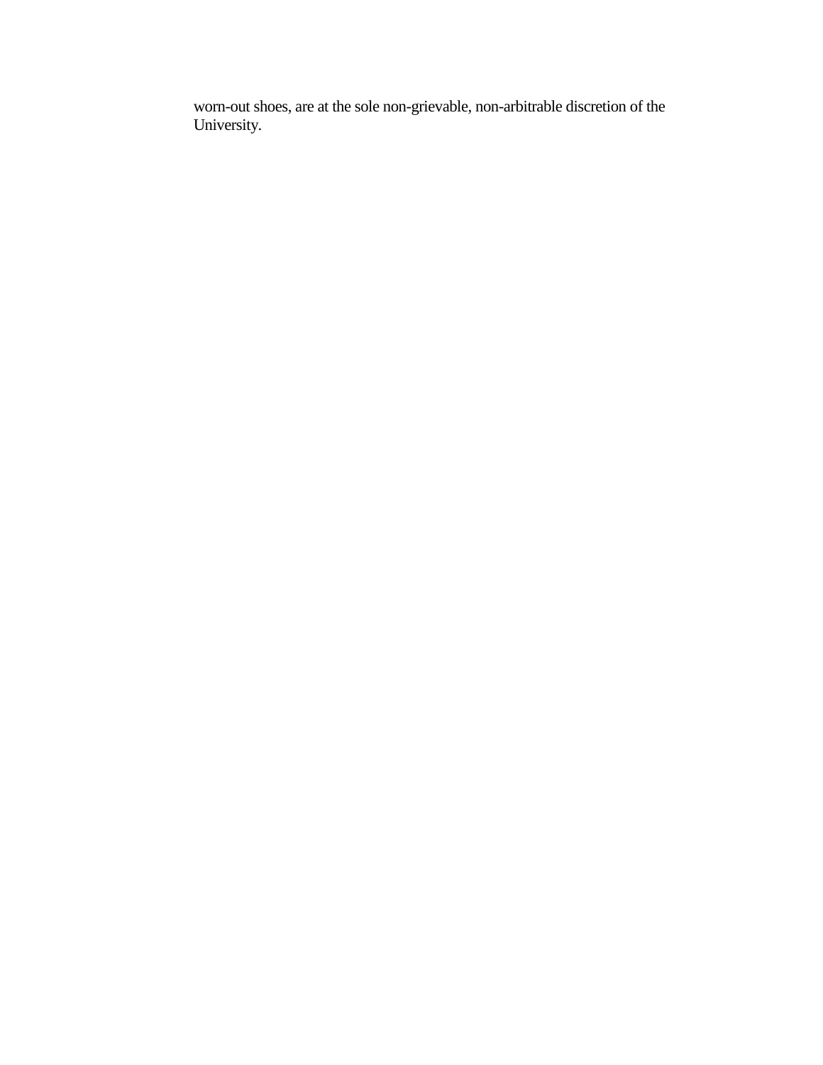worn-out shoes, are at the sole non-grievable, non-arbitrable discretion of the University.